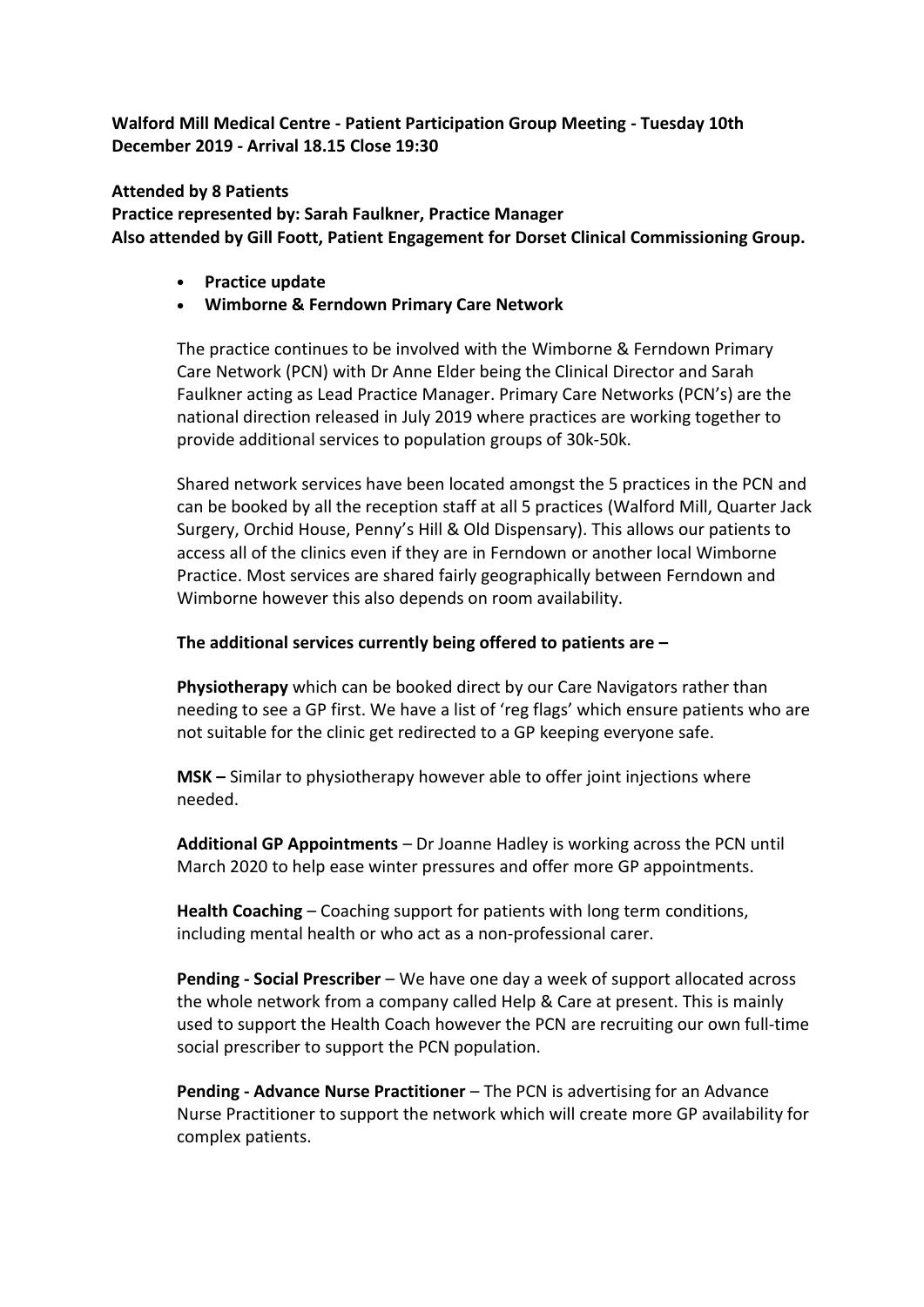**Walford Mill Medical Centre - Patient Participation Group Meeting - Tuesday 10th December 2019 - Arrival 18.15 Close 19:30**

**Attended by 8 Patients**
**Practice represented by: Sarah Faulkner, Practice Manager**
**Also attended by Gill Foott, Patient Engagement for Dorset Clinical Commissioning Group.**

- **Practice update**
- **Wimborne & Ferndown Primary Care Network**

The practice continues to be involved with the Wimborne & Ferndown Primary Care Network (PCN) with Dr Anne Elder being the Clinical Director and Sarah Faulkner acting as Lead Practice Manager. Primary Care Networks (PCN's) are the national direction released in July 2019 where practices are working together to provide additional services to population groups of 30k-50k.

Shared network services have been located amongst the 5 practices in the PCN and can be booked by all the reception staff at all 5 practices (Walford Mill, Quarter Jack Surgery, Orchid House, Penny's Hill & Old Dispensary). This allows our patients to access all of the clinics even if they are in Ferndown or another local Wimborne Practice. Most services are shared fairly geographically between Ferndown and Wimborne however this also depends on room availability.

**The additional services currently being offered to patients are –**

**Physiotherapy** which can be booked direct by our Care Navigators rather than needing to see a GP first. We have a list of 'reg flags' which ensure patients who are not suitable for the clinic get redirected to a GP keeping everyone safe.

**MSK –** Similar to physiotherapy however able to offer joint injections where needed.

**Additional GP Appointments** – Dr Joanne Hadley is working across the PCN until March 2020 to help ease winter pressures and offer more GP appointments.

**Health Coaching** – Coaching support for patients with long term conditions, including mental health or who act as a non-professional carer.

**Pending - Social Prescriber** – We have one day a week of support allocated across the whole network from a company called Help & Care at present. This is mainly used to support the Health Coach however the PCN are recruiting our own full-time social prescriber to support the PCN population.

**Pending - Advance Nurse Practitioner** – The PCN is advertising for an Advance Nurse Practitioner to support the network which will create more GP availability for complex patients.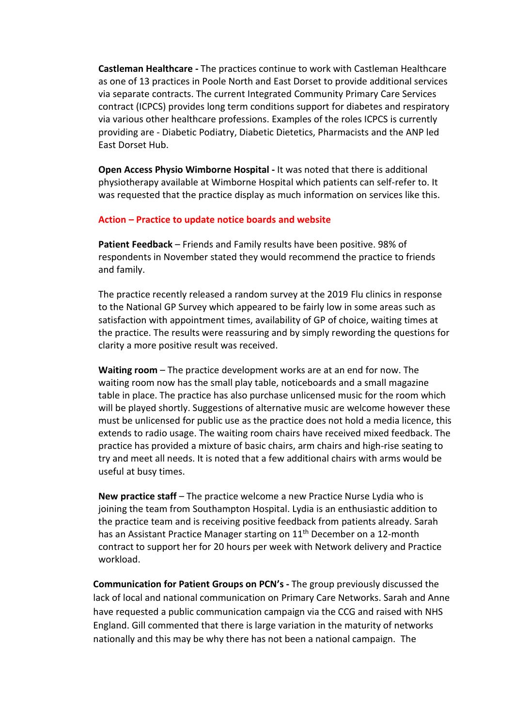**Castleman Healthcare -** The practices continue to work with Castleman Healthcare as one of 13 practices in Poole North and East Dorset to provide additional services via separate contracts. The current Integrated Community Primary Care Services contract (ICPCS) provides long term conditions support for diabetes and respiratory via various other healthcare professions. Examples of the roles ICPCS is currently providing are - Diabetic Podiatry, Diabetic Dietetics, Pharmacists and the ANP led East Dorset Hub.

**Open Access Physio Wimborne Hospital -** It was noted that there is additional physiotherapy available at Wimborne Hospital which patients can self-refer to. It was requested that the practice display as much information on services like this.

**Action – Practice to update notice boards and website**

**Patient Feedback** – Friends and Family results have been positive. 98% of respondents in November stated they would recommend the practice to friends and family.

The practice recently released a random survey at the 2019 Flu clinics in response to the National GP Survey which appeared to be fairly low in some areas such as satisfaction with appointment times, availability of GP of choice, waiting times at the practice. The results were reassuring and by simply rewording the questions for clarity a more positive result was received.

**Waiting room** – The practice development works are at an end for now. The waiting room now has the small play table, noticeboards and a small magazine table in place. The practice has also purchase unlicensed music for the room which will be played shortly. Suggestions of alternative music are welcome however these must be unlicensed for public use as the practice does not hold a media licence, this extends to radio usage. The waiting room chairs have received mixed feedback. The practice has provided a mixture of basic chairs, arm chairs and high-rise seating to try and meet all needs. It is noted that a few additional chairs with arms would be useful at busy times.

**New practice staff** – The practice welcome a new Practice Nurse Lydia who is joining the team from Southampton Hospital. Lydia is an enthusiastic addition to the practice team and is receiving positive feedback from patients already. Sarah has an Assistant Practice Manager starting on 11th December on a 12-month contract to support her for 20 hours per week with Network delivery and Practice workload.

**Communication for Patient Groups on PCN's -** The group previously discussed the lack of local and national communication on Primary Care Networks. Sarah and Anne have requested a public communication campaign via the CCG and raised with NHS England. Gill commented that there is large variation in the maturity of networks nationally and this may be why there has not been a national campaign. The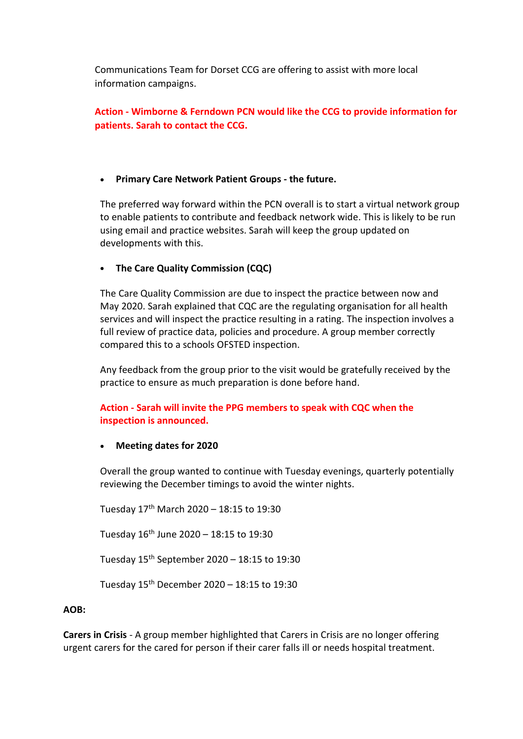Communications Team for Dorset CCG are offering to assist with more local information campaigns.

**Action - Wimborne & Ferndown PCN would like the CCG to provide information for patients. Sarah to contact the CCG.**

- **Primary Care Network Patient Groups - the future.**

  The preferred way forward within the PCN overall is to start a virtual network group to enable patients to contribute and feedback network wide. This is likely to be run using email and practice websites. Sarah will keep the group updated on developments with this.

- **The Care Quality Commission (CQC)**

  The Care Quality Commission are due to inspect the practice between now and May 2020. Sarah explained that CQC are the regulating organisation for all health services and will inspect the practice resulting in a rating. The inspection involves a full review of practice data, policies and procedure. A group member correctly compared this to a schools OFSTED inspection.

  Any feedback from the group prior to the visit would be gratefully received by the practice to ensure as much preparation is done before hand.

  **Action - Sarah will invite the PPG members to speak with CQC when the inspection is announced.**

- **Meeting dates for 2020**

  Overall the group wanted to continue with Tuesday evenings, quarterly potentially reviewing the December timings to avoid the winter nights.

  Tuesday 17th March 2020 – 18:15 to 19:30

  Tuesday 16th June 2020 – 18:15 to 19:30

  Tuesday 15th September 2020 – 18:15 to 19:30

  Tuesday 15th December 2020 – 18:15 to 19:30

**AOB:**

**Carers in Crisis** - A group member highlighted that Carers in Crisis are no longer offering urgent carers for the cared for person if their carer falls ill or needs hospital treatment.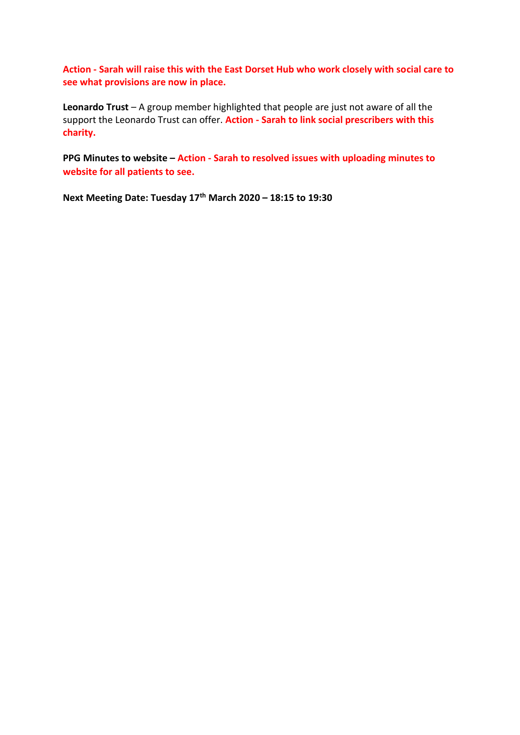**Action - Sarah will raise this with the East Dorset Hub who work closely with social care to see what provisions are now in place.**

**Leonardo Trust** – A group member highlighted that people are just not aware of all the support the Leonardo Trust can offer. **Action - Sarah to link social prescribers with this charity.**

**PPG Minutes to website – Action - Sarah to resolved issues with uploading minutes to website for all patients to see.**

**Next Meeting Date: Tuesday 17th March 2020 – 18:15 to 19:30**